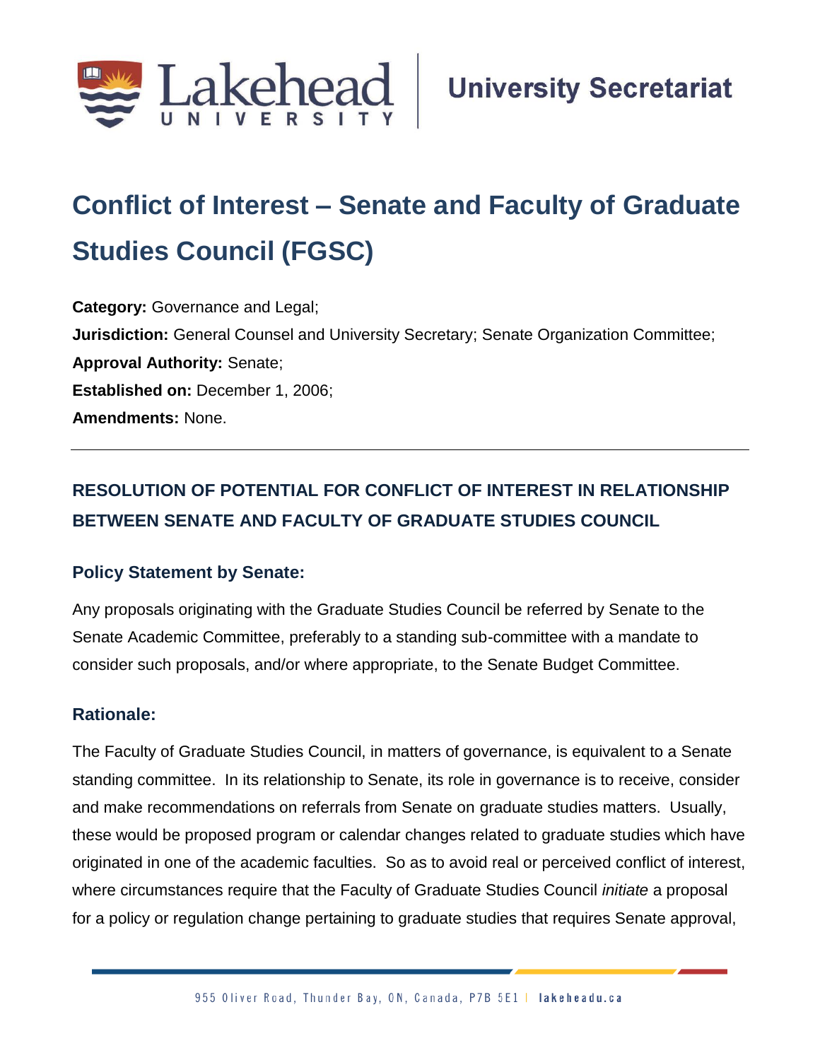# Conflict of Interest – Senate and Faculty of Graduate Studies Council (FGSC)

**Category:** Governance and Legal;
**Jurisdiction:** General Counsel and University Secretary; Senate Organization Committee;
**Approval Authority:** Senate;
**Established on:** December 1, 2006;
**Amendments:** None.

---

## RESOLUTION OF POTENTIAL FOR CONFLICT OF INTEREST IN RELATIONSHIP BETWEEN SENATE AND FACULTY OF GRADUATE STUDIES COUNCIL

### Policy Statement by Senate:

Any proposals originating with the Graduate Studies Council be referred by Senate to the Senate Academic Committee, preferably to a standing sub-committee with a mandate to consider such proposals, and/or where appropriate, to the Senate Budget Committee.

### Rationale:

The Faculty of Graduate Studies Council, in matters of governance, is equivalent to a Senate standing committee. In its relationship to Senate, its role in governance is to receive, consider and make recommendations on referrals from Senate on graduate studies matters. Usually, these would be proposed program or calendar changes related to graduate studies which have originated in one of the academic faculties. So as to avoid real or perceived conflict of interest, where circumstances require that the Faculty of Graduate Studies Council *initiate* a proposal for a policy or regulation change pertaining to graduate studies that requires Senate approval,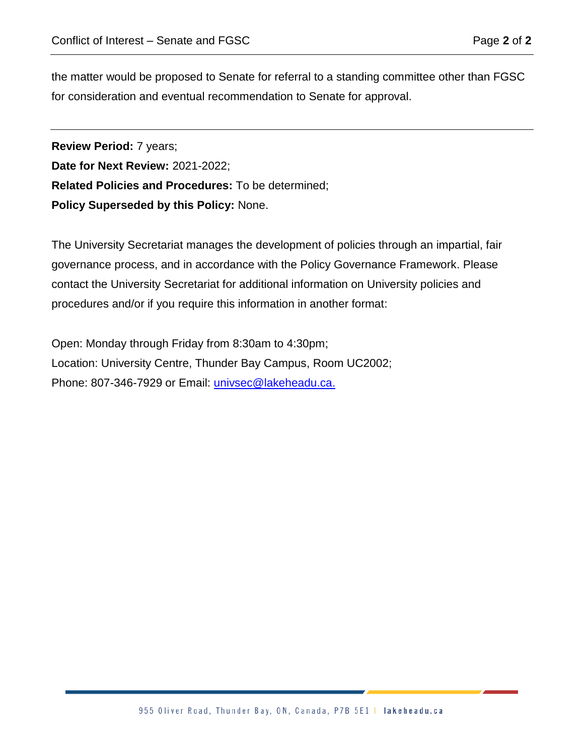the matter would be proposed to Senate for referral to a standing committee other than FGSC for consideration and eventual recommendation to Senate for approval.

---

**Review Period:** 7 years;
**Date for Next Review:** 2021-2022;
**Related Policies and Procedures:** To be determined;
**Policy Superseded by this Policy:** None.

The University Secretariat manages the development of policies through an impartial, fair governance process, and in accordance with the Policy Governance Framework. Please contact the University Secretariat for additional information on University policies and procedures and/or if you require this information in another format:

Open: Monday through Friday from 8:30am to 4:30pm;
Location: University Centre, Thunder Bay Campus, Room UC2002;
Phone: 807-346-7929 or Email: univsec@lakeheadu.ca.